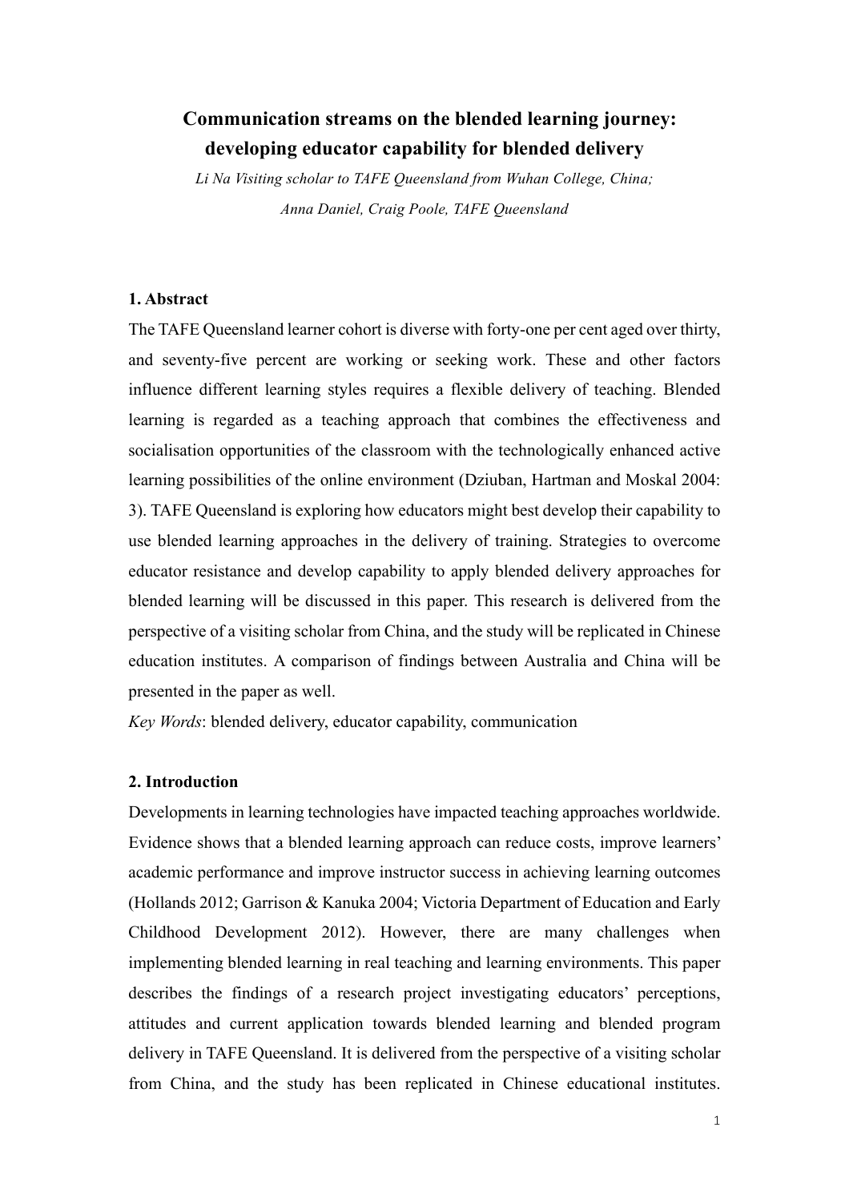# Communication streams on the blended learning journey: developing educator capability for blended delivery

*Li Na Visiting scholar to TAFE Queensland from Wuhan College, China;*

*Anna Daniel, Craig Poole, TAFE Queensland*

## 1. Abstract

The TAFE Queensland learner cohort is diverse with forty-one per cent aged over thirty, and seventy-five percent are working or seeking work. These and other factors influence different learning styles requires a flexible delivery of teaching. Blended learning is regarded as a teaching approach that combines the effectiveness and socialisation opportunities of the classroom with the technologically enhanced active learning possibilities of the online environment (Dziuban, Hartman and Moskal 2004: 3). TAFE Queensland is exploring how educators might best develop their capability to use blended learning approaches in the delivery of training. Strategies to overcome educator resistance and develop capability to apply blended delivery approaches for blended learning will be discussed in this paper. This research is delivered from the perspective of a visiting scholar from China, and the study will be replicated in Chinese education institutes. A comparison of findings between Australia and China will be presented in the paper as well.

*Key Words*: blended delivery, educator capability, communication

## 2. Introduction

Developments in learning technologies have impacted teaching approaches worldwide. Evidence shows that a blended learning approach can reduce costs, improve learners' academic performance and improve instructor success in achieving learning outcomes (Hollands 2012; Garrison & Kanuka 2004; Victoria Department of Education and Early Childhood Development 2012). However, there are many challenges when implementing blended learning in real teaching and learning environments. This paper describes the findings of a research project investigating educators' perceptions, attitudes and current application towards blended learning and blended program delivery in TAFE Queensland. It is delivered from the perspective of a visiting scholar from China, and the study has been replicated in Chinese educational institutes.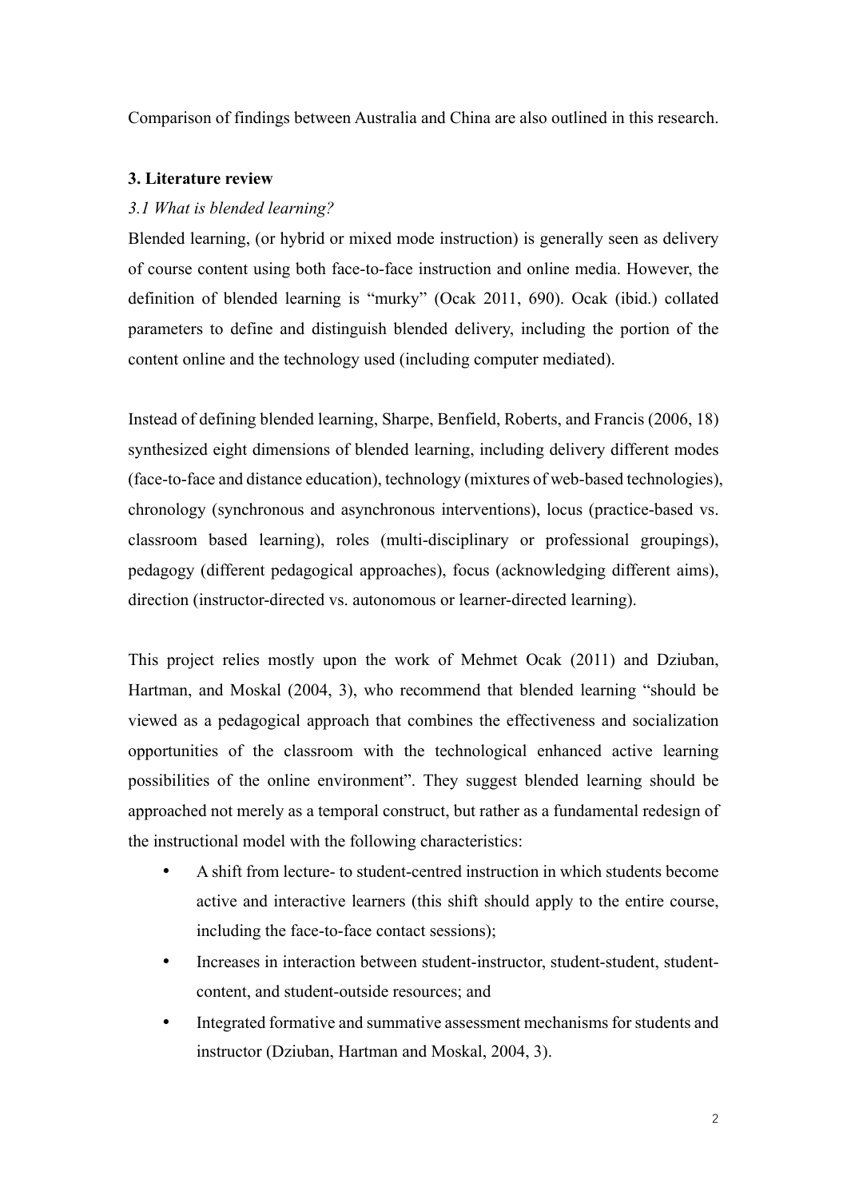Comparison of findings between Australia and China are also outlined in this research.

## 3. Literature review

### *3.1 What is blended learning?*

Blended learning, (or hybrid or mixed mode instruction) is generally seen as delivery of course content using both face-to-face instruction and online media. However, the definition of blended learning is "murky" (Ocak 2011, 690). Ocak (ibid.) collated parameters to define and distinguish blended delivery, including the portion of the content online and the technology used (including computer mediated).

Instead of defining blended learning, Sharpe, Benfield, Roberts, and Francis (2006, 18) synthesized eight dimensions of blended learning, including delivery different modes (face-to-face and distance education), technology (mixtures of web-based technologies), chronology (synchronous and asynchronous interventions), locus (practice-based vs. classroom based learning), roles (multi-disciplinary or professional groupings), pedagogy (different pedagogical approaches), focus (acknowledging different aims), direction (instructor-directed vs. autonomous or learner-directed learning).

This project relies mostly upon the work of Mehmet Ocak (2011) and Dziuban, Hartman, and Moskal (2004, 3), who recommend that blended learning "should be viewed as a pedagogical approach that combines the effectiveness and socialization opportunities of the classroom with the technological enhanced active learning possibilities of the online environment". They suggest blended learning should be approached not merely as a temporal construct, but rather as a fundamental redesign of the instructional model with the following characteristics:

- A shift from lecture- to student-centred instruction in which students become active and interactive learners (this shift should apply to the entire course, including the face-to-face contact sessions);
- Increases in interaction between student-instructor, student-student, student-content, and student-outside resources; and
- Integrated formative and summative assessment mechanisms for students and instructor (Dziuban, Hartman and Moskal, 2004, 3).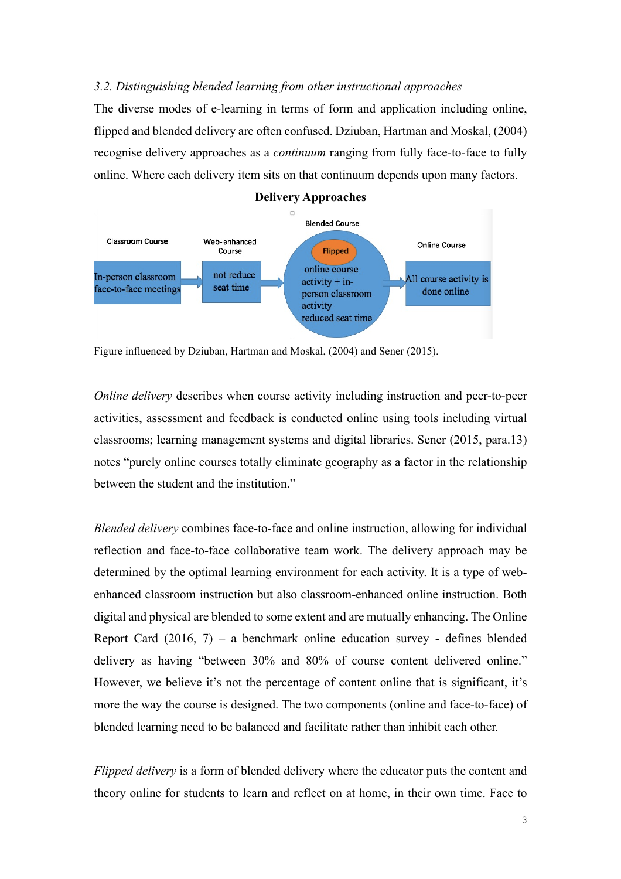*3.2. Distinguishing blended learning from other instructional approaches*

The diverse modes of e-learning in terms of form and application including online, flipped and blended delivery are often confused. Dziuban, Hartman and Moskal, (2004) recognise delivery approaches as a *continuum* ranging from fully face-to-face to fully online. Where each delivery item sits on that continuum depends upon many factors.

**Delivery Approaches**

| Classroom Course | Web-enhanced Course | Blended Course (Flipped) | Online Course |
|---|---|---|---|
| In-person classroom face-to-face meetings | not reduce seat time | online course activity + in-person classroom activity reduced seat time | All course activity is done online |

Figure influenced by Dziuban, Hartman and Moskal, (2004) and Sener (2015).

*Online delivery* describes when course activity including instruction and peer-to-peer activities, assessment and feedback is conducted online using tools including virtual classrooms; learning management systems and digital libraries. Sener (2015, para.13) notes "purely online courses totally eliminate geography as a factor in the relationship between the student and the institution."

*Blended delivery* combines face-to-face and online instruction, allowing for individual reflection and face-to-face collaborative team work. The delivery approach may be determined by the optimal learning environment for each activity. It is a type of web-enhanced classroom instruction but also classroom-enhanced online instruction. Both digital and physical are blended to some extent and are mutually enhancing. The Online Report Card (2016, 7) – a benchmark online education survey - defines blended delivery as having "between 30% and 80% of course content delivered online." However, we believe it's not the percentage of content online that is significant, it's more the way the course is designed. The two components (online and face-to-face) of blended learning need to be balanced and facilitate rather than inhibit each other.

*Flipped delivery* is a form of blended delivery where the educator puts the content and theory online for students to learn and reflect on at home, in their own time. Face to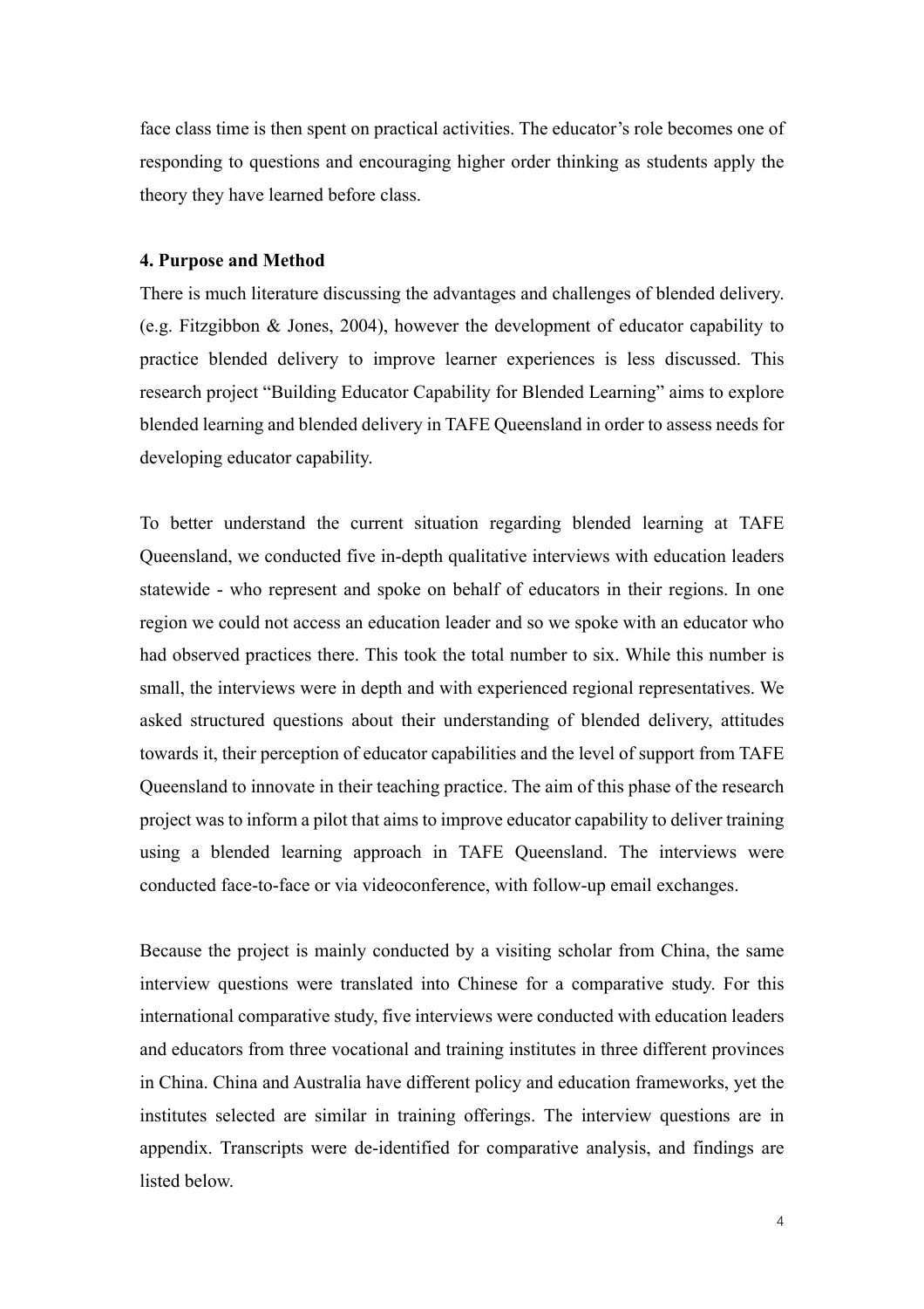face class time is then spent on practical activities. The educator's role becomes one of responding to questions and encouraging higher order thinking as students apply the theory they have learned before class.

#### 4. Purpose and Method

There is much literature discussing the advantages and challenges of blended delivery. (e.g. Fitzgibbon & Jones, 2004), however the development of educator capability to practice blended delivery to improve learner experiences is less discussed. This research project "Building Educator Capability for Blended Learning" aims to explore blended learning and blended delivery in TAFE Queensland in order to assess needs for developing educator capability.

To better understand the current situation regarding blended learning at TAFE Queensland, we conducted five in-depth qualitative interviews with education leaders statewide - who represent and spoke on behalf of educators in their regions. In one region we could not access an education leader and so we spoke with an educator who had observed practices there. This took the total number to six. While this number is small, the interviews were in depth and with experienced regional representatives. We asked structured questions about their understanding of blended delivery, attitudes towards it, their perception of educator capabilities and the level of support from TAFE Queensland to innovate in their teaching practice. The aim of this phase of the research project was to inform a pilot that aims to improve educator capability to deliver training using a blended learning approach in TAFE Queensland. The interviews were conducted face-to-face or via videoconference, with follow-up email exchanges.

Because the project is mainly conducted by a visiting scholar from China, the same interview questions were translated into Chinese for a comparative study. For this international comparative study, five interviews were conducted with education leaders and educators from three vocational and training institutes in three different provinces in China. China and Australia have different policy and education frameworks, yet the institutes selected are similar in training offerings. The interview questions are in appendix. Transcripts were de-identified for comparative analysis, and findings are listed below.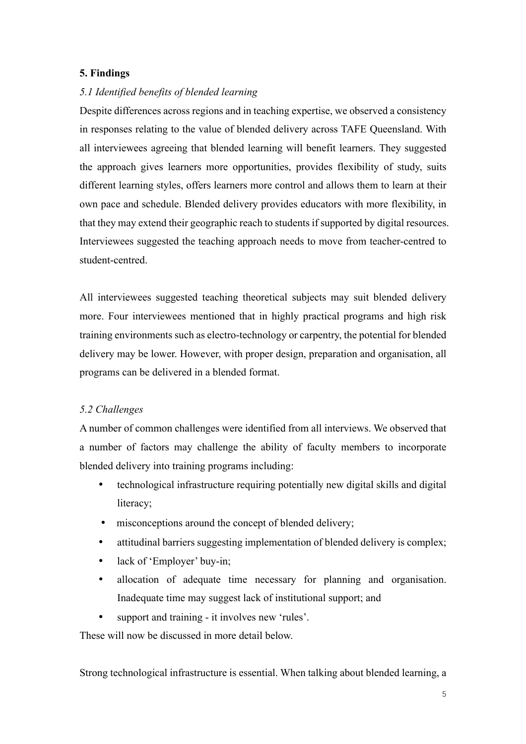## 5. Findings

### *5.1 Identified benefits of blended learning*

Despite differences across regions and in teaching expertise, we observed a consistency in responses relating to the value of blended delivery across TAFE Queensland. With all interviewees agreeing that blended learning will benefit learners. They suggested the approach gives learners more opportunities, provides flexibility of study, suits different learning styles, offers learners more control and allows them to learn at their own pace and schedule. Blended delivery provides educators with more flexibility, in that they may extend their geographic reach to students if supported by digital resources. Interviewees suggested the teaching approach needs to move from teacher-centred to student-centred.

All interviewees suggested teaching theoretical subjects may suit blended delivery more. Four interviewees mentioned that in highly practical programs and high risk training environments such as electro-technology or carpentry, the potential for blended delivery may be lower. However, with proper design, preparation and organisation, all programs can be delivered in a blended format.

### *5.2 Challenges*

A number of common challenges were identified from all interviews. We observed that a number of factors may challenge the ability of faculty members to incorporate blended delivery into training programs including:

- technological infrastructure requiring potentially new digital skills and digital literacy;
- misconceptions around the concept of blended delivery;
- attitudinal barriers suggesting implementation of blended delivery is complex;
- lack of 'Employer' buy-in;
- allocation of adequate time necessary for planning and organisation. Inadequate time may suggest lack of institutional support; and
- support and training - it involves new 'rules'.

These will now be discussed in more detail below.

Strong technological infrastructure is essential. When talking about blended learning, a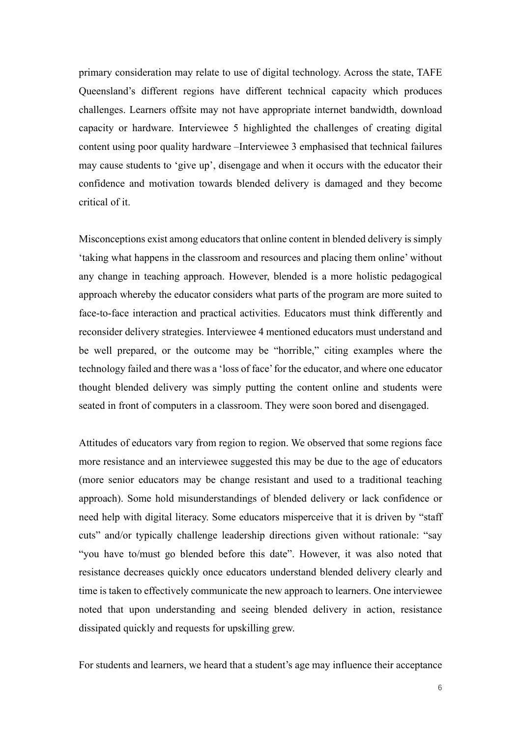primary consideration may relate to use of digital technology. Across the state, TAFE Queensland's different regions have different technical capacity which produces challenges. Learners offsite may not have appropriate internet bandwidth, download capacity or hardware. Interviewee 5 highlighted the challenges of creating digital content using poor quality hardware –Interviewee 3 emphasised that technical failures may cause students to 'give up', disengage and when it occurs with the educator their confidence and motivation towards blended delivery is damaged and they become critical of it.

Misconceptions exist among educators that online content in blended delivery is simply 'taking what happens in the classroom and resources and placing them online' without any change in teaching approach. However, blended is a more holistic pedagogical approach whereby the educator considers what parts of the program are more suited to face-to-face interaction and practical activities. Educators must think differently and reconsider delivery strategies. Interviewee 4 mentioned educators must understand and be well prepared, or the outcome may be "horrible," citing examples where the technology failed and there was a 'loss of face' for the educator, and where one educator thought blended delivery was simply putting the content online and students were seated in front of computers in a classroom. They were soon bored and disengaged.

Attitudes of educators vary from region to region. We observed that some regions face more resistance and an interviewee suggested this may be due to the age of educators (more senior educators may be change resistant and used to a traditional teaching approach). Some hold misunderstandings of blended delivery or lack confidence or need help with digital literacy. Some educators misperceive that it is driven by "staff cuts" and/or typically challenge leadership directions given without rationale: "say "you have to/must go blended before this date". However, it was also noted that resistance decreases quickly once educators understand blended delivery clearly and time is taken to effectively communicate the new approach to learners. One interviewee noted that upon understanding and seeing blended delivery in action, resistance dissipated quickly and requests for upskilling grew.

For students and learners, we heard that a student's age may influence their acceptance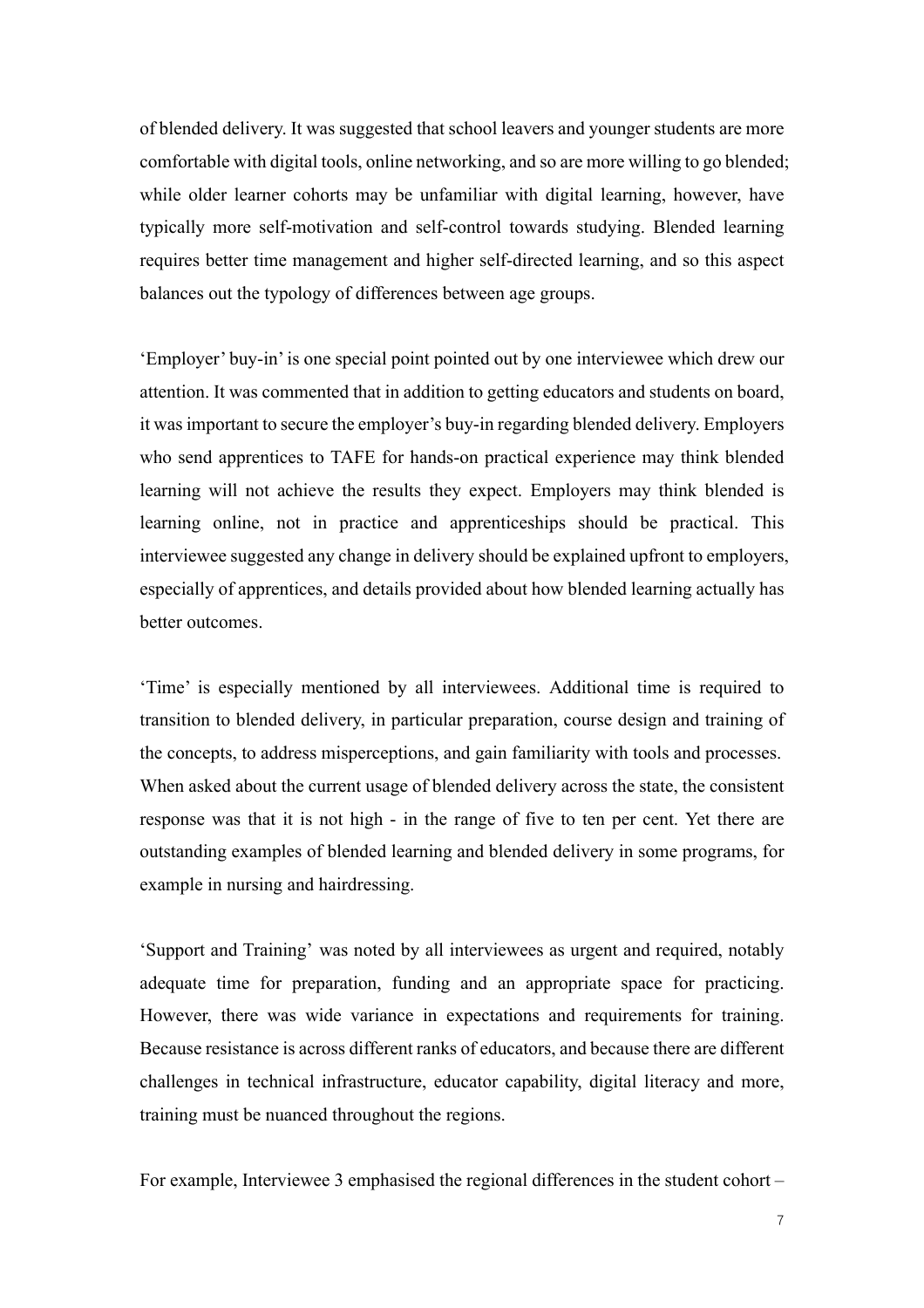of blended delivery. It was suggested that school leavers and younger students are more comfortable with digital tools, online networking, and so are more willing to go blended; while older learner cohorts may be unfamiliar with digital learning, however, have typically more self-motivation and self-control towards studying. Blended learning requires better time management and higher self-directed learning, and so this aspect balances out the typology of differences between age groups.

'Employer' buy-in' is one special point pointed out by one interviewee which drew our attention. It was commented that in addition to getting educators and students on board, it was important to secure the employer's buy-in regarding blended delivery. Employers who send apprentices to TAFE for hands-on practical experience may think blended learning will not achieve the results they expect. Employers may think blended is learning online, not in practice and apprenticeships should be practical. This interviewee suggested any change in delivery should be explained upfront to employers, especially of apprentices, and details provided about how blended learning actually has better outcomes.

'Time' is especially mentioned by all interviewees. Additional time is required to transition to blended delivery, in particular preparation, course design and training of the concepts, to address misperceptions, and gain familiarity with tools and processes. When asked about the current usage of blended delivery across the state, the consistent response was that it is not high - in the range of five to ten per cent. Yet there are outstanding examples of blended learning and blended delivery in some programs, for example in nursing and hairdressing.

'Support and Training' was noted by all interviewees as urgent and required, notably adequate time for preparation, funding and an appropriate space for practicing. However, there was wide variance in expectations and requirements for training. Because resistance is across different ranks of educators, and because there are different challenges in technical infrastructure, educator capability, digital literacy and more, training must be nuanced throughout the regions.

For example, Interviewee 3 emphasised the regional differences in the student cohort –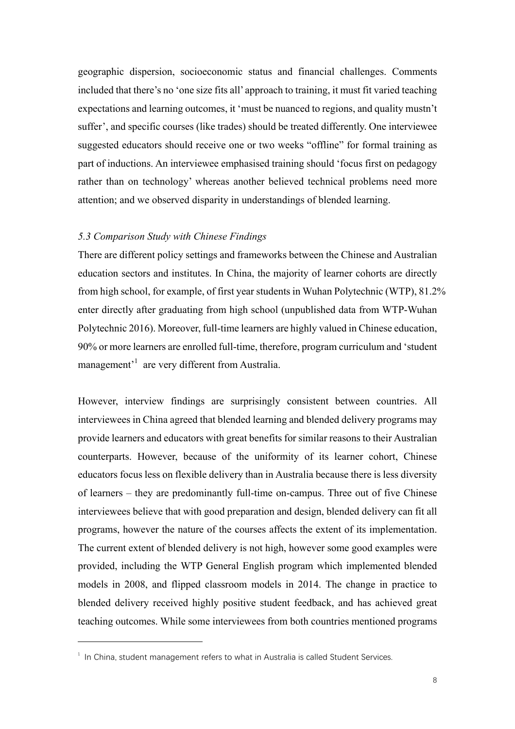geographic dispersion, socioeconomic status and financial challenges. Comments included that there's no 'one size fits all' approach to training, it must fit varied teaching expectations and learning outcomes, it 'must be nuanced to regions, and quality mustn't suffer', and specific courses (like trades) should be treated differently. One interviewee suggested educators should receive one or two weeks "offline" for formal training as part of inductions. An interviewee emphasised training should 'focus first on pedagogy rather than on technology' whereas another believed technical problems need more attention; and we observed disparity in understandings of blended learning.

### *5.3 Comparison Study with Chinese Findings*

There are different policy settings and frameworks between the Chinese and Australian education sectors and institutes. In China, the majority of learner cohorts are directly from high school, for example, of first year students in Wuhan Polytechnic (WTP), 81.2% enter directly after graduating from high school (unpublished data from WTP-Wuhan Polytechnic 2016). Moreover, full-time learners are highly valued in Chinese education, 90% or more learners are enrolled full-time, therefore, program curriculum and 'student management'[1] are very different from Australia.

However, interview findings are surprisingly consistent between countries. All interviewees in China agreed that blended learning and blended delivery programs may provide learners and educators with great benefits for similar reasons to their Australian counterparts. However, because of the uniformity of its learner cohort, Chinese educators focus less on flexible delivery than in Australia because there is less diversity of learners – they are predominantly full-time on-campus. Three out of five Chinese interviewees believe that with good preparation and design, blended delivery can fit all programs, however the nature of the courses affects the extent of its implementation. The current extent of blended delivery is not high, however some good examples were provided, including the WTP General English program which implemented blended models in 2008, and flipped classroom models in 2014. The change in practice to blended delivery received highly positive student feedback, and has achieved great teaching outcomes. While some interviewees from both countries mentioned programs

[1] In China, student management refers to what in Australia is called Student Services.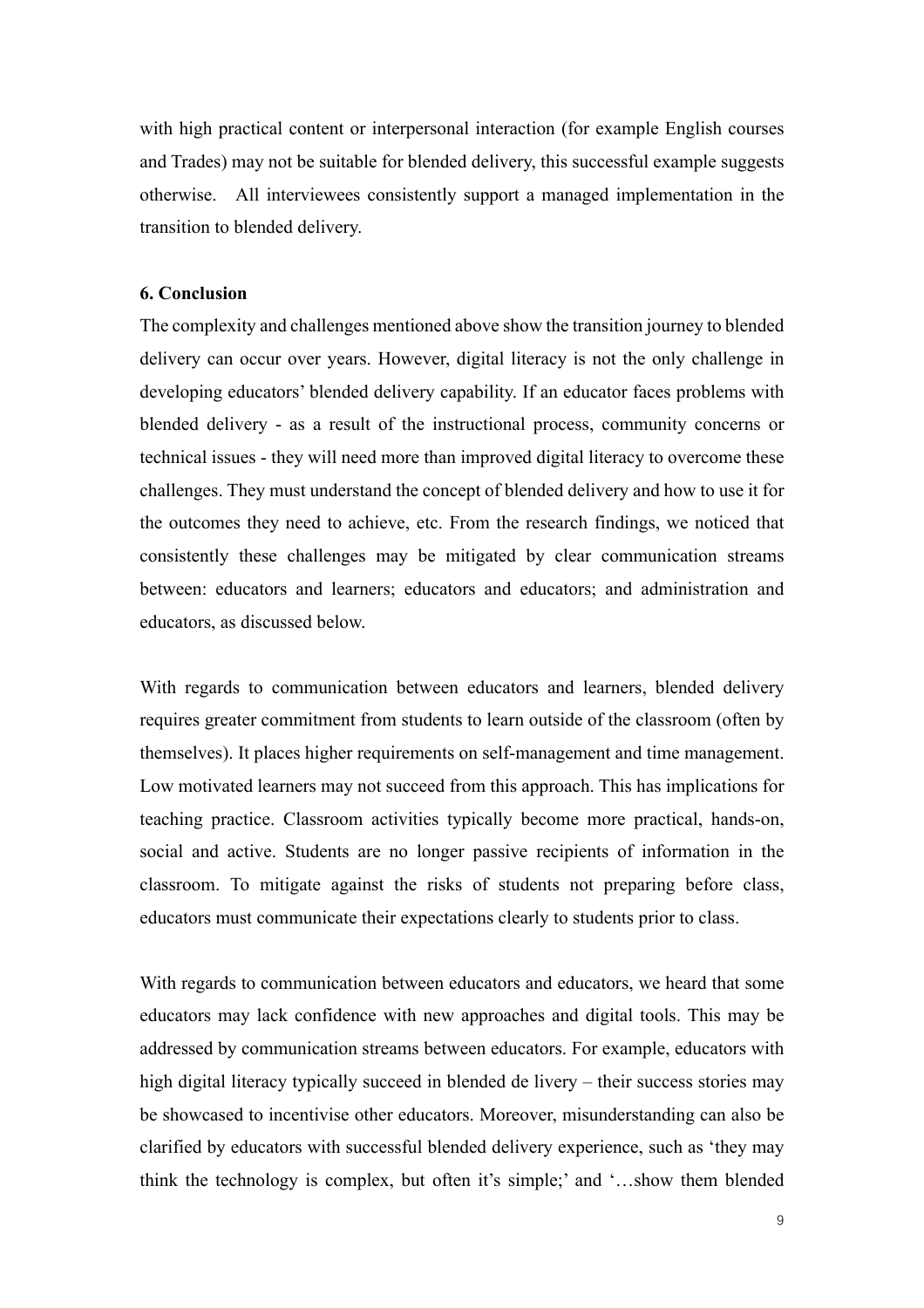with high practical content or interpersonal interaction (for example English courses and Trades) may not be suitable for blended delivery, this successful example suggests otherwise. All interviewees consistently support a managed implementation in the transition to blended delivery.

**6. Conclusion**

The complexity and challenges mentioned above show the transition journey to blended delivery can occur over years. However, digital literacy is not the only challenge in developing educators' blended delivery capability. If an educator faces problems with blended delivery - as a result of the instructional process, community concerns or technical issues - they will need more than improved digital literacy to overcome these challenges. They must understand the concept of blended delivery and how to use it for the outcomes they need to achieve, etc. From the research findings, we noticed that consistently these challenges may be mitigated by clear communication streams between: educators and learners; educators and educators; and administration and educators, as discussed below.

With regards to communication between educators and learners, blended delivery requires greater commitment from students to learn outside of the classroom (often by themselves). It places higher requirements on self-management and time management. Low motivated learners may not succeed from this approach. This has implications for teaching practice. Classroom activities typically become more practical, hands-on, social and active. Students are no longer passive recipients of information in the classroom. To mitigate against the risks of students not preparing before class, educators must communicate their expectations clearly to students prior to class.

With regards to communication between educators and educators, we heard that some educators may lack confidence with new approaches and digital tools. This may be addressed by communication streams between educators. For example, educators with high digital literacy typically succeed in blended de livery – their success stories may be showcased to incentivise other educators. Moreover, misunderstanding can also be clarified by educators with successful blended delivery experience, such as 'they may think the technology is complex, but often it's simple;' and '…show them blended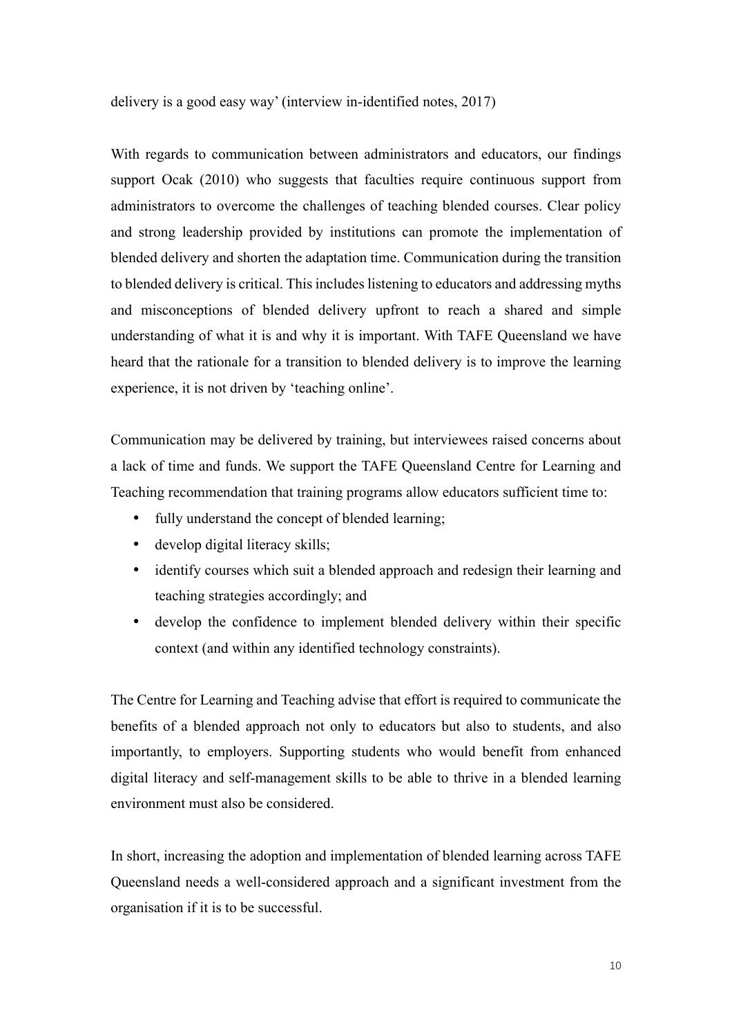delivery is a good easy way' (interview in-identified notes, 2017)

With regards to communication between administrators and educators, our findings support Ocak (2010) who suggests that faculties require continuous support from administrators to overcome the challenges of teaching blended courses. Clear policy and strong leadership provided by institutions can promote the implementation of blended delivery and shorten the adaptation time. Communication during the transition to blended delivery is critical. This includes listening to educators and addressing myths and misconceptions of blended delivery upfront to reach a shared and simple understanding of what it is and why it is important. With TAFE Queensland we have heard that the rationale for a transition to blended delivery is to improve the learning experience, it is not driven by 'teaching online'.

Communication may be delivered by training, but interviewees raised concerns about a lack of time and funds. We support the TAFE Queensland Centre for Learning and Teaching recommendation that training programs allow educators sufficient time to:

- fully understand the concept of blended learning;
- develop digital literacy skills;
- identify courses which suit a blended approach and redesign their learning and teaching strategies accordingly; and
- develop the confidence to implement blended delivery within their specific context (and within any identified technology constraints).

The Centre for Learning and Teaching advise that effort is required to communicate the benefits of a blended approach not only to educators but also to students, and also importantly, to employers. Supporting students who would benefit from enhanced digital literacy and self-management skills to be able to thrive in a blended learning environment must also be considered.

In short, increasing the adoption and implementation of blended learning across TAFE Queensland needs a well-considered approach and a significant investment from the organisation if it is to be successful.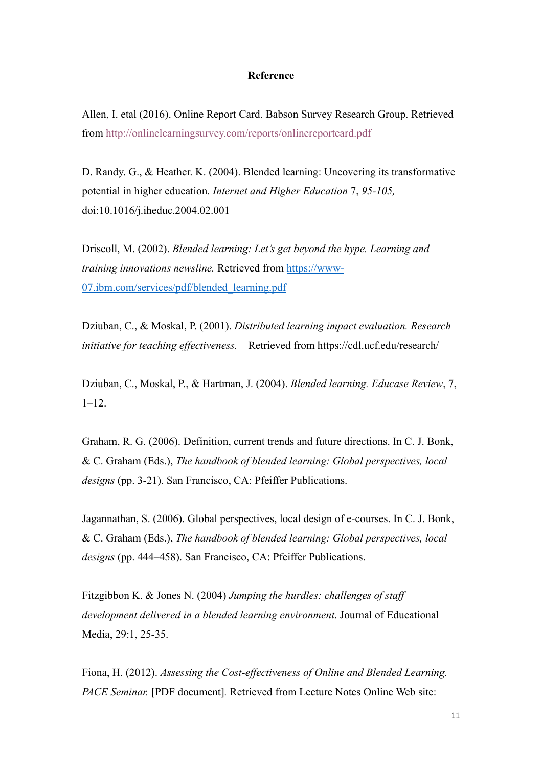**Reference**

Allen, I. etal (2016). Online Report Card. Babson Survey Research Group. Retrieved from http://onlinelearningsurvey.com/reports/onlinereportcard.pdf

D. Randy. G., & Heather. K. (2004). Blended learning: Uncovering its transformative potential in higher education. *Internet and Higher Education* 7, *95-105,* doi:10.1016/j.iheduc.2004.02.001

Driscoll, M. (2002). *Blended learning: Let's get beyond the hype. Learning and training innovations newsline.* Retrieved from https://www-07.ibm.com/services/pdf/blended_learning.pdf

Dziuban, C., & Moskal, P. (2001). *Distributed learning impact evaluation. Research initiative for teaching effectiveness.* Retrieved from https://cdl.ucf.edu/research/

Dziuban, C., Moskal, P., & Hartman, J. (2004). *Blended learning. Educase Review*, 7, 1–12.

Graham, R. G. (2006). Definition, current trends and future directions. In C. J. Bonk, & C. Graham (Eds.), *The handbook of blended learning: Global perspectives, local designs* (pp. 3-21). San Francisco, CA: Pfeiffer Publications.

Jagannathan, S. (2006). Global perspectives, local design of e-courses. In C. J. Bonk, & C. Graham (Eds.), *The handbook of blended learning: Global perspectives, local designs* (pp. 444–458). San Francisco, CA: Pfeiffer Publications.

Fitzgibbon K. & Jones N. (2004) *Jumping the hurdles: challenges of staff development delivered in a blended learning environment*. Journal of Educational Media, 29:1, 25-35.

Fiona, H. (2012). *Assessing the Cost-effectiveness of Online and Blended Learning. PACE Seminar.* [PDF document]. Retrieved from Lecture Notes Online Web site: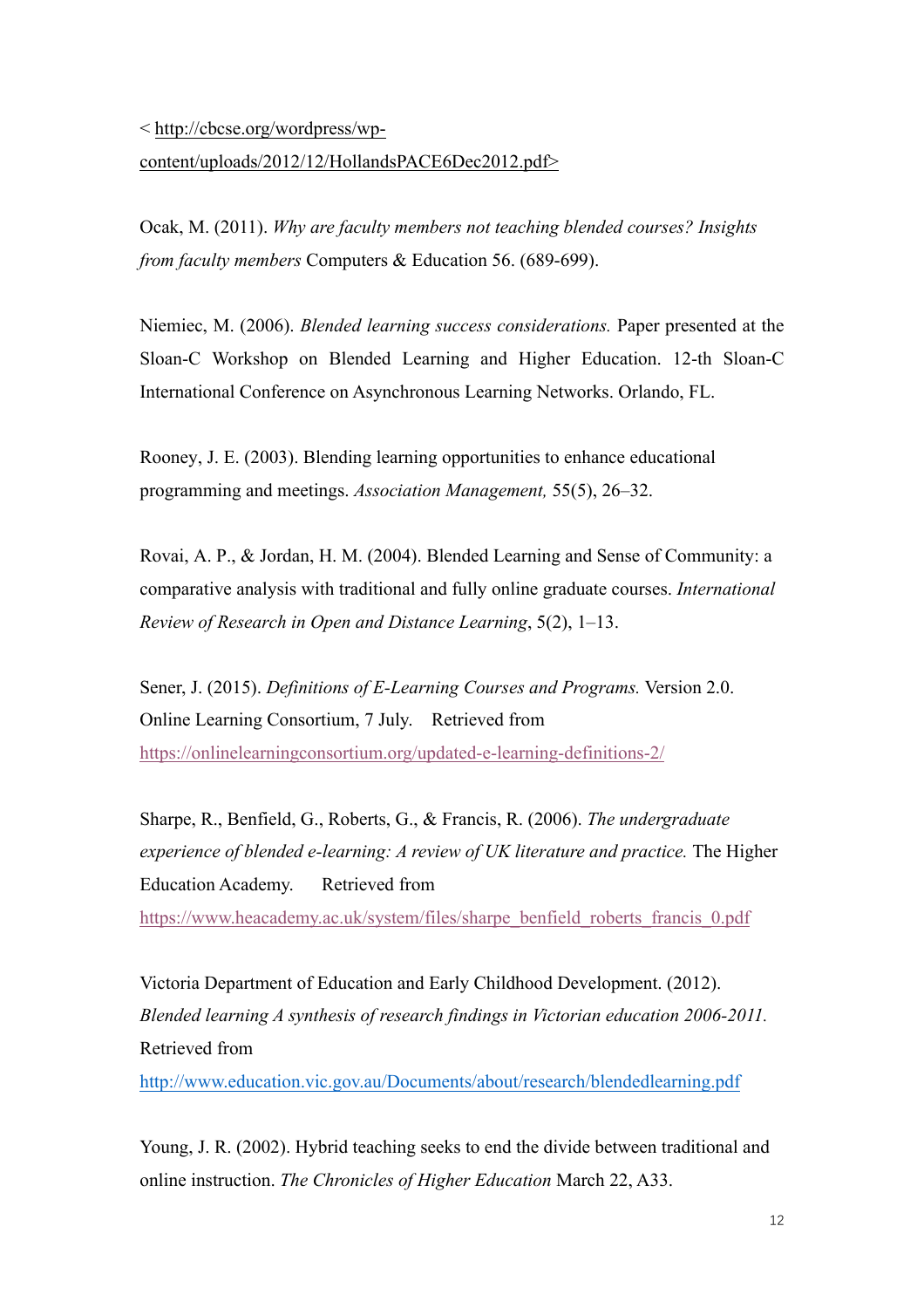< http://cbcse.org/wordpress/wp-content/uploads/2012/12/HollandsPACE6Dec2012.pdf>

Ocak, M. (2011). *Why are faculty members not teaching blended courses? Insights from faculty members* Computers & Education 56. (689-699).

Niemiec, M. (2006). *Blended learning success considerations.* Paper presented at the Sloan-C Workshop on Blended Learning and Higher Education. 12-th Sloan-C International Conference on Asynchronous Learning Networks. Orlando, FL.

Rooney, J. E. (2003). Blending learning opportunities to enhance educational programming and meetings. *Association Management,* 55(5), 26–32.

Rovai, A. P., & Jordan, H. M. (2004). Blended Learning and Sense of Community: a comparative analysis with traditional and fully online graduate courses. *International Review of Research in Open and Distance Learning*, 5(2), 1–13.

Sener, J. (2015). *Definitions of E-Learning Courses and Programs.* Version 2.0. Online Learning Consortium, 7 July. Retrieved from https://onlinelearningconsortium.org/updated-e-learning-definitions-2/

Sharpe, R., Benfield, G., Roberts, G., & Francis, R. (2006). *The undergraduate experience of blended e-learning: A review of UK literature and practice.* The Higher Education Academy. Retrieved from https://www.heacademy.ac.uk/system/files/sharpe_benfield_roberts_francis_0.pdf

Victoria Department of Education and Early Childhood Development. (2012). *Blended learning A synthesis of research findings in Victorian education 2006-2011.* Retrieved from http://www.education.vic.gov.au/Documents/about/research/blendedlearning.pdf

Young, J. R. (2002). Hybrid teaching seeks to end the divide between traditional and online instruction. *The Chronicles of Higher Education* March 22, A33.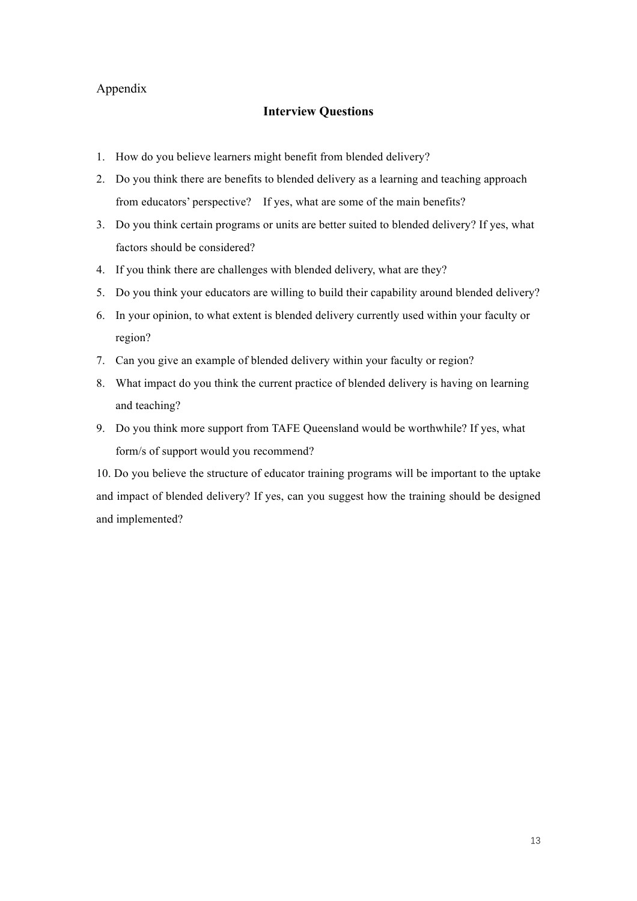Appendix

## Interview Questions

1. How do you believe learners might benefit from blended delivery?
2. Do you think there are benefits to blended delivery as a learning and teaching approach from educators' perspective? If yes, what are some of the main benefits?
3. Do you think certain programs or units are better suited to blended delivery? If yes, what factors should be considered?
4. If you think there are challenges with blended delivery, what are they?
5. Do you think your educators are willing to build their capability around blended delivery?
6. In your opinion, to what extent is blended delivery currently used within your faculty or region?
7. Can you give an example of blended delivery within your faculty or region?
8. What impact do you think the current practice of blended delivery is having on learning and teaching?
9. Do you think more support from TAFE Queensland would be worthwhile? If yes, what form/s of support would you recommend?
10. Do you believe the structure of educator training programs will be important to the uptake and impact of blended delivery? If yes, can you suggest how the training should be designed and implemented?